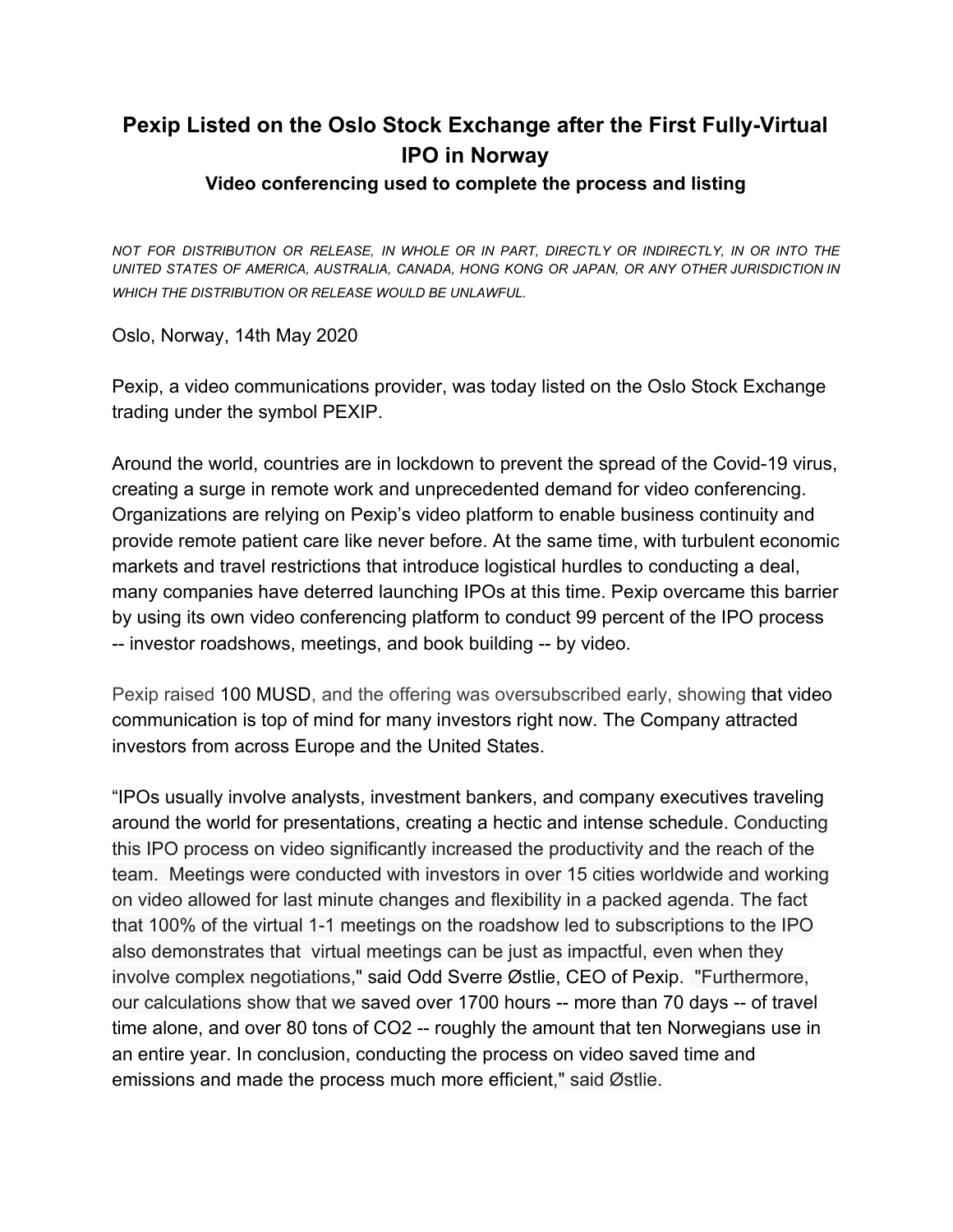# Pexip Listed on the Oslo Stock Exchange after the First Fully-Virtual IPO in Norway

### Video conferencing used to complete the process and listing

*NOT FOR DISTRIBUTION OR RELEASE, IN WHOLE OR IN PART, DIRECTLY OR INDIRECTLY, IN OR INTO THE UNITED STATES OF AMERICA, AUSTRALIA, CANADA, HONG KONG OR JAPAN, OR ANY OTHER JURISDICTION IN WHICH THE DISTRIBUTION OR RELEASE WOULD BE UNLAWFUL.*

Oslo, Norway, 14th May 2020

Pexip, a video communications provider, was today listed on the Oslo Stock Exchange trading under the symbol PEXIP.

Around the world, countries are in lockdown to prevent the spread of the Covid-19 virus, creating a surge in remote work and unprecedented demand for video conferencing. Organizations are relying on Pexip's video platform to enable business continuity and provide remote patient care like never before. At the same time, with turbulent economic markets and travel restrictions that introduce logistical hurdles to conducting a deal, many companies have deterred launching IPOs at this time. Pexip overcame this barrier by using its own video conferencing platform to conduct 99 percent of the IPO process -- investor roadshows, meetings, and book building -- by video.

Pexip raised 100 MUSD, and the offering was oversubscribed early, showing that video communication is top of mind for many investors right now. The Company attracted investors from across Europe and the United States.

"IPOs usually involve analysts, investment bankers, and company executives traveling around the world for presentations, creating a hectic and intense schedule. Conducting this IPO process on video significantly increased the productivity and the reach of the team. Meetings were conducted with investors in over 15 cities worldwide and working on video allowed for last minute changes and flexibility in a packed agenda. The fact that 100% of the virtual 1-1 meetings on the roadshow led to subscriptions to the IPO also demonstrates that virtual meetings can be just as impactful, even when they involve complex negotiations," said Odd Sverre Østlie, CEO of Pexip. "Furthermore, our calculations show that we saved over 1700 hours -- more than 70 days -- of travel time alone, and over 80 tons of $CO_2$ -- roughly the amount that ten Norwegians use in an entire year. In conclusion, conducting the process on video saved time and emissions and made the process much more efficient," said Østlie.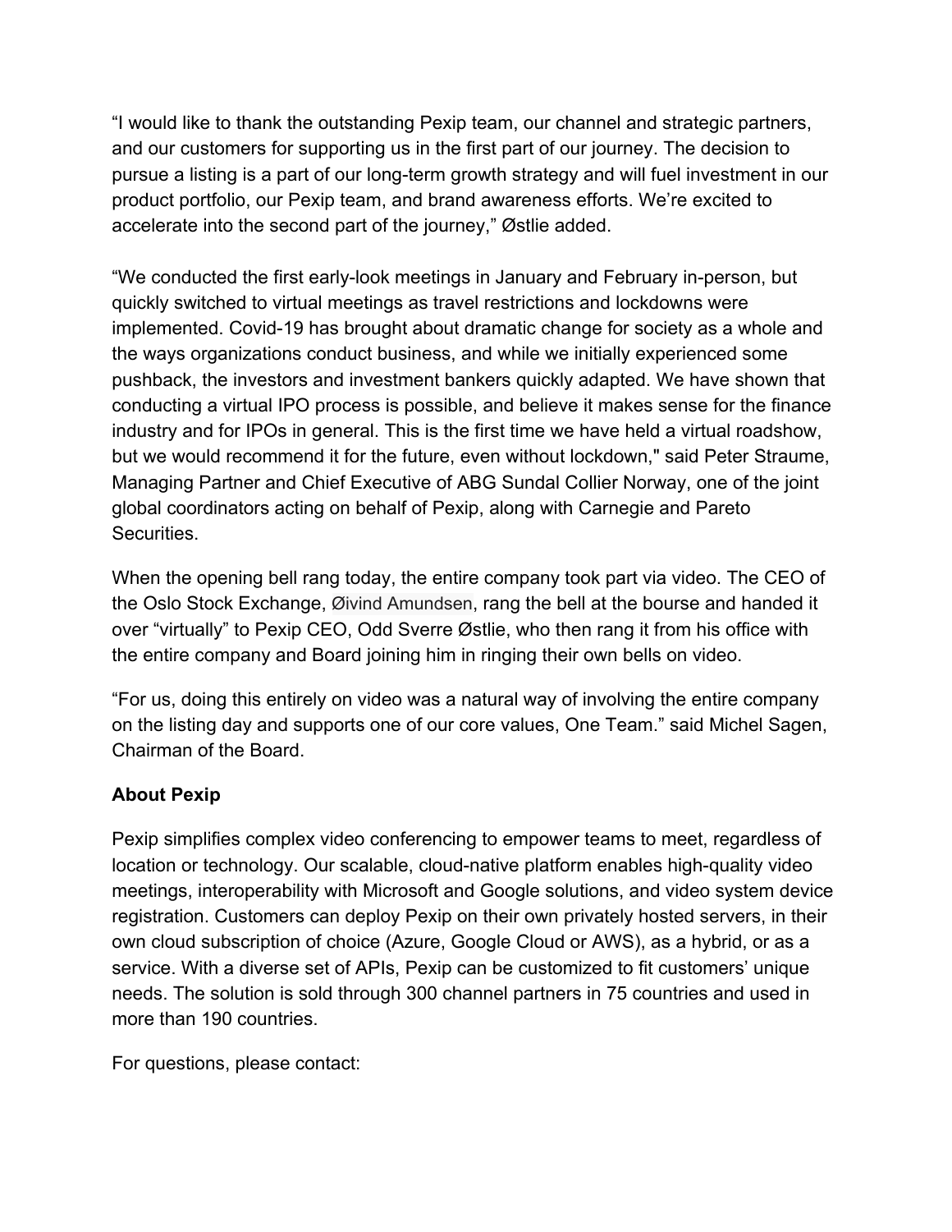"I would like to thank the outstanding Pexip team, our channel and strategic partners, and our customers for supporting us in the first part of our journey. The decision to pursue a listing is a part of our long-term growth strategy and will fuel investment in our product portfolio, our Pexip team, and brand awareness efforts. We're excited to accelerate into the second part of the journey," Østlie added.

"We conducted the first early-look meetings in January and February in-person, but quickly switched to virtual meetings as travel restrictions and lockdowns were implemented. Covid-19 has brought about dramatic change for society as a whole and the ways organizations conduct business, and while we initially experienced some pushback, the investors and investment bankers quickly adapted. We have shown that conducting a virtual IPO process is possible, and believe it makes sense for the finance industry and for IPOs in general. This is the first time we have held a virtual roadshow, but we would recommend it for the future, even without lockdown," said Peter Straume, Managing Partner and Chief Executive of ABG Sundal Collier Norway, one of the joint global coordinators acting on behalf of Pexip, along with Carnegie and Pareto Securities.

When the opening bell rang today, the entire company took part via video. The CEO of the Oslo Stock Exchange, Øivind Amundsen, rang the bell at the bourse and handed it over "virtually" to Pexip CEO, Odd Sverre Østlie, who then rang it from his office with the entire company and Board joining him in ringing their own bells on video.

"For us, doing this entirely on video was a natural way of involving the entire company on the listing day and supports one of our core values, One Team." said Michel Sagen, Chairman of the Board.

**About Pexip**

Pexip simplifies complex video conferencing to empower teams to meet, regardless of location or technology. Our scalable, cloud-native platform enables high-quality video meetings, interoperability with Microsoft and Google solutions, and video system device registration. Customers can deploy Pexip on their own privately hosted servers, in their own cloud subscription of choice (Azure, Google Cloud or AWS), as a hybrid, or as a service. With a diverse set of APIs, Pexip can be customized to fit customers' unique needs. The solution is sold through 300 channel partners in 75 countries and used in more than 190 countries.

For questions, please contact: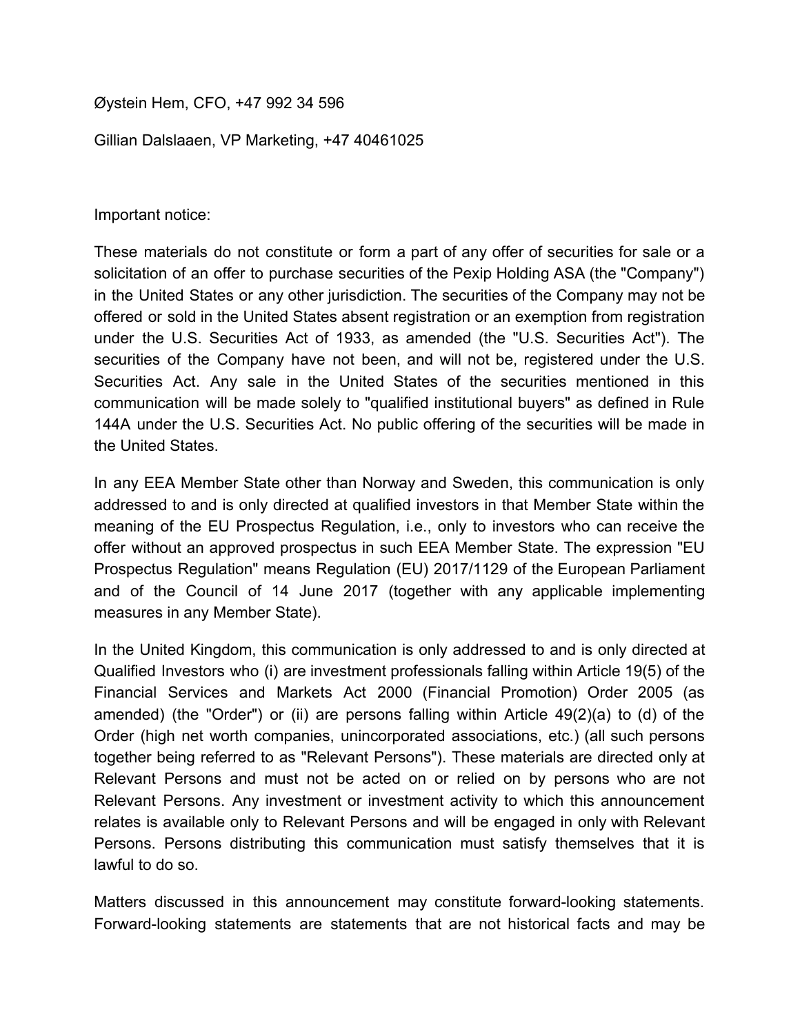Øystein Hem, CFO, +47 992 34 596

Gillian Dalslaaen, VP Marketing, +47 40461025

Important notice:

These materials do not constitute or form a part of any offer of securities for sale or a solicitation of an offer to purchase securities of the Pexip Holding ASA (the "Company") in the United States or any other jurisdiction. The securities of the Company may not be offered or sold in the United States absent registration or an exemption from registration under the U.S. Securities Act of 1933, as amended (the "U.S. Securities Act"). The securities of the Company have not been, and will not be, registered under the U.S. Securities Act. Any sale in the United States of the securities mentioned in this communication will be made solely to "qualified institutional buyers" as defined in Rule 144A under the U.S. Securities Act. No public offering of the securities will be made in the United States.

In any EEA Member State other than Norway and Sweden, this communication is only addressed to and is only directed at qualified investors in that Member State within the meaning of the EU Prospectus Regulation, i.e., only to investors who can receive the offer without an approved prospectus in such EEA Member State. The expression "EU Prospectus Regulation" means Regulation (EU) 2017/1129 of the European Parliament and of the Council of 14 June 2017 (together with any applicable implementing measures in any Member State).

In the United Kingdom, this communication is only addressed to and is only directed at Qualified Investors who (i) are investment professionals falling within Article 19(5) of the Financial Services and Markets Act 2000 (Financial Promotion) Order 2005 (as amended) (the "Order") or (ii) are persons falling within Article 49(2)(a) to (d) of the Order (high net worth companies, unincorporated associations, etc.) (all such persons together being referred to as "Relevant Persons"). These materials are directed only at Relevant Persons and must not be acted on or relied on by persons who are not Relevant Persons. Any investment or investment activity to which this announcement relates is available only to Relevant Persons and will be engaged in only with Relevant Persons. Persons distributing this communication must satisfy themselves that it is lawful to do so.

Matters discussed in this announcement may constitute forward-looking statements. Forward-looking statements are statements that are not historical facts and may be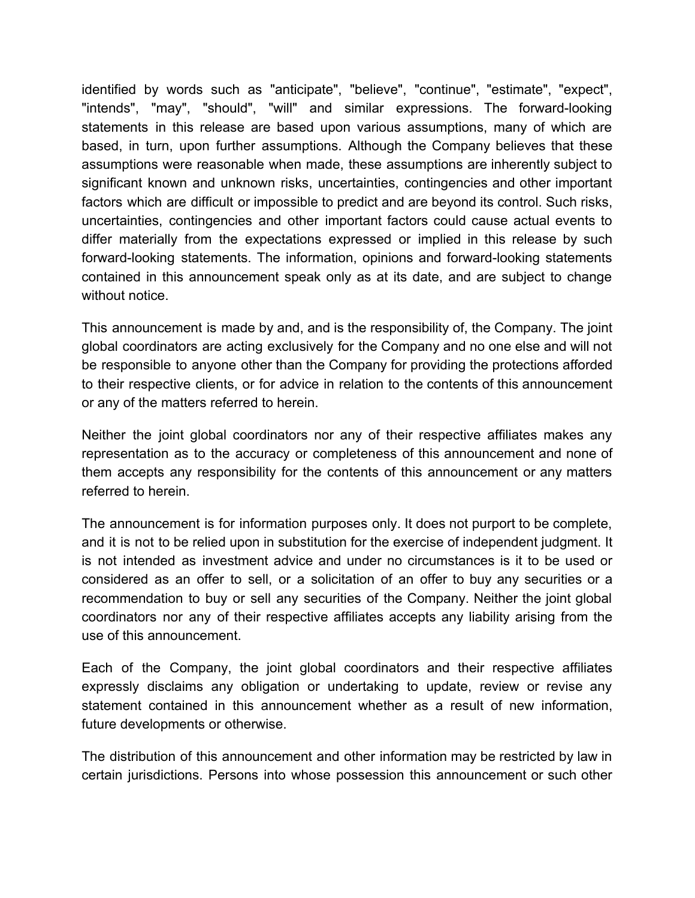identified by words such as "anticipate", "believe", "continue", "estimate", "expect", "intends", "may", "should", "will" and similar expressions. The forward-looking statements in this release are based upon various assumptions, many of which are based, in turn, upon further assumptions. Although the Company believes that these assumptions were reasonable when made, these assumptions are inherently subject to significant known and unknown risks, uncertainties, contingencies and other important factors which are difficult or impossible to predict and are beyond its control. Such risks, uncertainties, contingencies and other important factors could cause actual events to differ materially from the expectations expressed or implied in this release by such forward-looking statements. The information, opinions and forward-looking statements contained in this announcement speak only as at its date, and are subject to change without notice.

This announcement is made by and, and is the responsibility of, the Company. The joint global coordinators are acting exclusively for the Company and no one else and will not be responsible to anyone other than the Company for providing the protections afforded to their respective clients, or for advice in relation to the contents of this announcement or any of the matters referred to herein.

Neither the joint global coordinators nor any of their respective affiliates makes any representation as to the accuracy or completeness of this announcement and none of them accepts any responsibility for the contents of this announcement or any matters referred to herein.

The announcement is for information purposes only. It does not purport to be complete, and it is not to be relied upon in substitution for the exercise of independent judgment. It is not intended as investment advice and under no circumstances is it to be used or considered as an offer to sell, or a solicitation of an offer to buy any securities or a recommendation to buy or sell any securities of the Company. Neither the joint global coordinators nor any of their respective affiliates accepts any liability arising from the use of this announcement.

Each of the Company, the joint global coordinators and their respective affiliates expressly disclaims any obligation or undertaking to update, review or revise any statement contained in this announcement whether as a result of new information, future developments or otherwise.

The distribution of this announcement and other information may be restricted by law in certain jurisdictions. Persons into whose possession this announcement or such other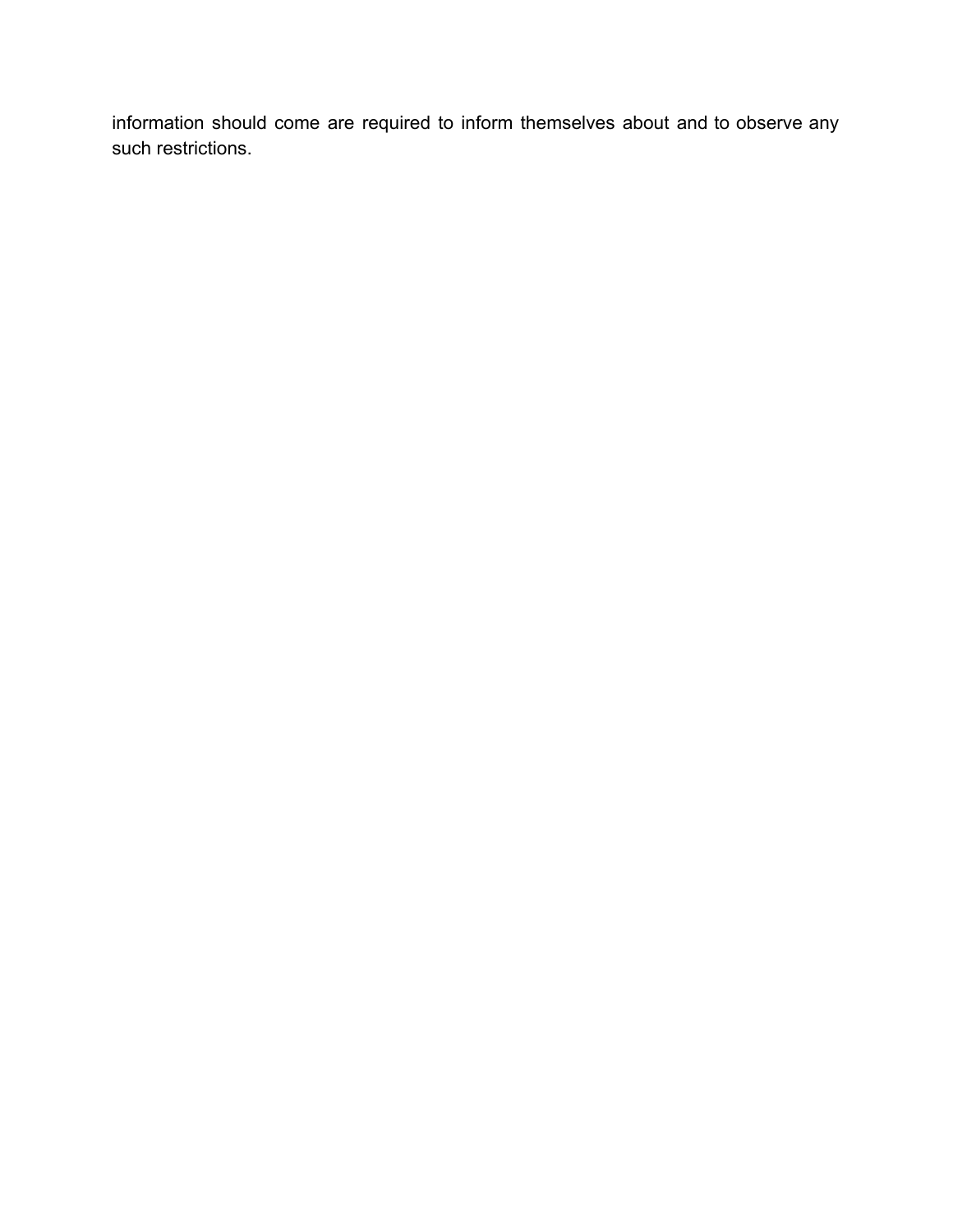information should come are required to inform themselves about and to observe any such restrictions.